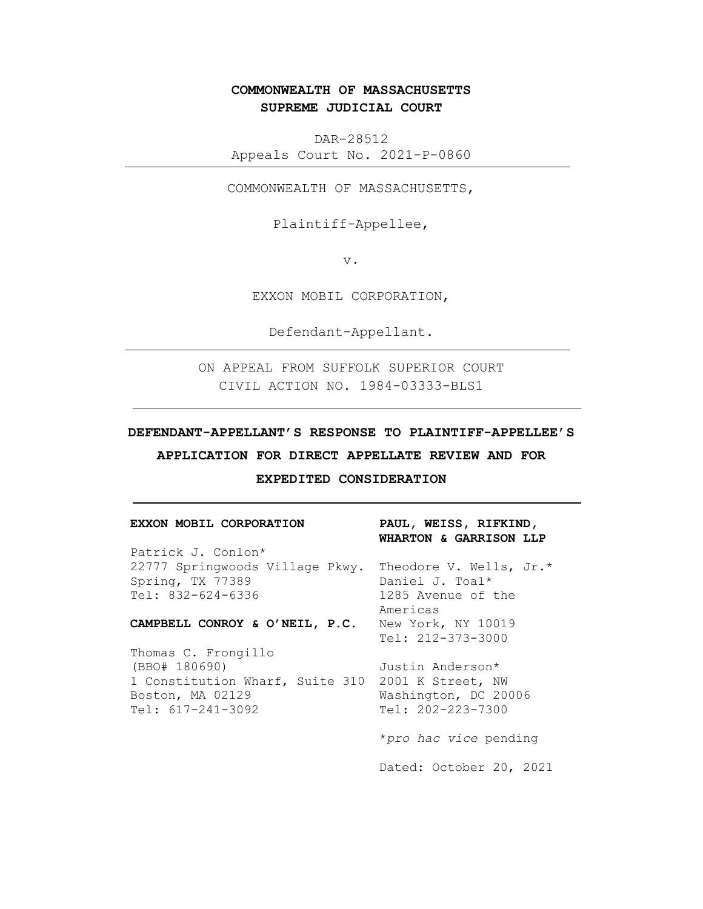**COMMONWEALTH OF MASSACHUSETTS**
**SUPREME JUDICIAL COURT**

DAR-28512
Appeals Court No. 2021-P-0860

---

COMMONWEALTH OF MASSACHUSETTS,

Plaintiff-Appellee,

v.

EXXON MOBIL CORPORATION,

Defendant-Appellant.

---

ON APPEAL FROM SUFFOLK SUPERIOR COURT
CIVIL ACTION NO. 1984-03333-BLS1

---

**DEFENDANT-APPELLANT'S RESPONSE TO PLAINTIFF-APPELLEE'S APPLICATION FOR DIRECT APPELLATE REVIEW AND FOR EXPEDITED CONSIDERATION**

---

**EXXON MOBIL CORPORATION**

Patrick J. Conlon*
22777 Springwoods Village Pkwy.
Spring, TX 77389
Tel: 832-624-6336

**CAMPBELL CONROY & O'NEIL, P.C.**

Thomas C. Frongillo
(BBO# 180690)
1 Constitution Wharf, Suite 310
Boston, MA 02129
Tel: 617-241-3092

**PAUL, WEISS, RIFKIND, WHARTON & GARRISON LLP**

Theodore V. Wells, Jr.*
Daniel J. Toal*
1285 Avenue of the Americas
New York, NY 10019
Tel: 212-373-3000

Justin Anderson*
2001 K Street, NW
Washington, DC 20006
Tel: 202-223-7300

**pro hac vice* pending

Dated: October 20, 2021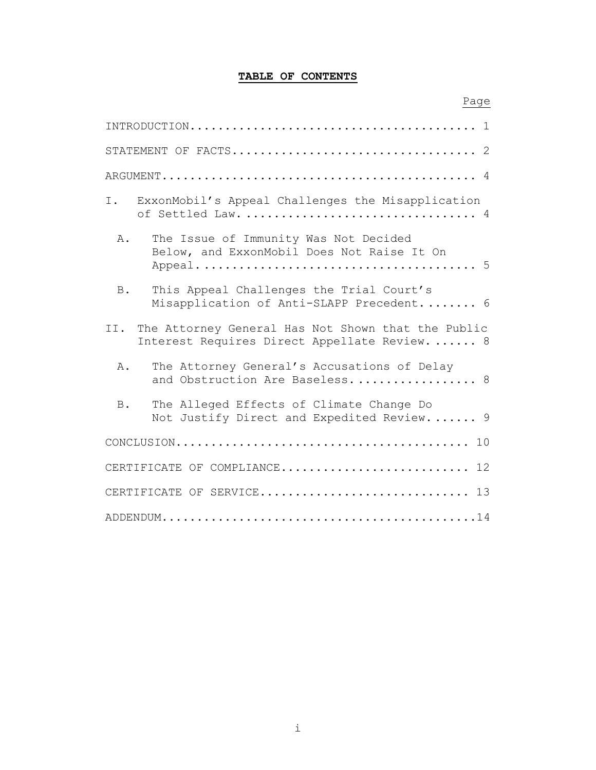# TABLE OF CONTENTS

| | Page |
|---|---|
| INTRODUCTION | 1 |
| STATEMENT OF FACTS | 2 |
| ARGUMENT | 4 |
| I. ExxonMobil's Appeal Challenges the Misapplication of Settled Law. | 4 |
| A. The Issue of Immunity Was Not Decided Below, and ExxonMobil Does Not Raise It On Appeal. | 5 |
| B. This Appeal Challenges the Trial Court's Misapplication of Anti-SLAPP Precedent. | 6 |
| II. The Attorney General Has Not Shown that the Public Interest Requires Direct Appellate Review. | 8 |
| A. The Attorney General's Accusations of Delay and Obstruction Are Baseless. | 8 |
| B. The Alleged Effects of Climate Change Do Not Justify Direct and Expedited Review. | 9 |
| CONCLUSION | 10 |
| CERTIFICATE OF COMPLIANCE | 12 |
| CERTIFICATE OF SERVICE | 13 |
| ADDENDUM | 14 |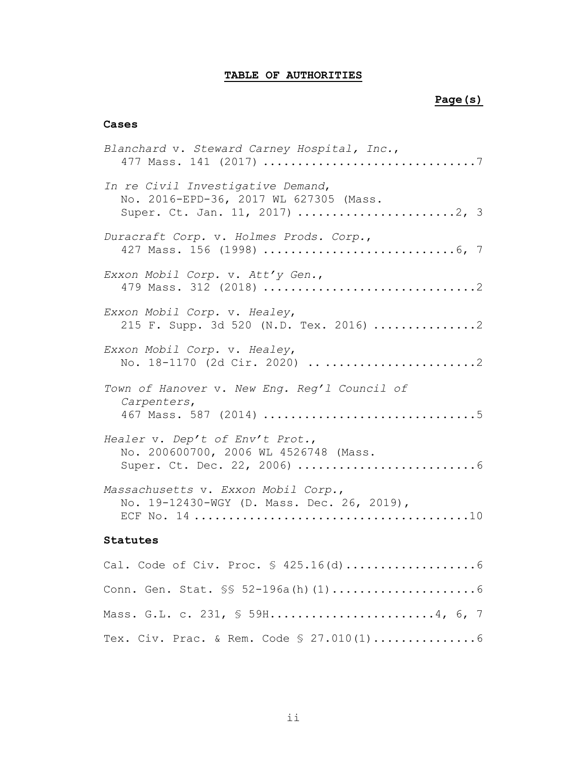# TABLE OF AUTHORITIES

**Page(s)**

## Cases

*Blanchard* v. *Steward Carney Hospital, Inc.*, 477 Mass. 141 (2017) ............................... 7

*In re Civil Investigative Demand*, No. 2016-EPD-36, 2017 WL 627305 (Mass. Super. Ct. Jan. 11, 2017) ....................... 2, 3

*Duracraft Corp.* v. *Holmes Prods. Corp.*, 427 Mass. 156 (1998) ............................ 6, 7

*Exxon Mobil Corp.* v. *Att'y Gen.*, 479 Mass. 312 (2018) ............................... 2

*Exxon Mobil Corp.* v. *Healey*, 215 F. Supp. 3d 520 (N.D. Tex. 2016) ............... 2

*Exxon Mobil Corp.* v. *Healey*, No. 18-1170 (2d Cir. 2020) ....................... 2

*Town of Hanover* v. *New Eng. Reg'l Council of Carpenters*, 467 Mass. 587 (2014) ............................... 5

*Healer* v. *Dep't of Env't Prot.*, No. 200600700, 2006 WL 4526748 (Mass. Super. Ct. Dec. 22, 2006) .......................... 6

*Massachusetts* v. *Exxon Mobil Corp.*, No. 19-12430-WGY (D. Mass. Dec. 26, 2019), ECF No. 14 ........................................ 10

## Statutes

Cal. Code of Civ. Proc. § 425.16(d) ................... 6

Conn. Gen. Stat. §§ 52-196a(h)(1) ..................... 6

Mass. G.L. c. 231, § 59H ....................... 4, 6, 7

Tex. Civ. Prac. & Rem. Code § 27.010(1) ............... 6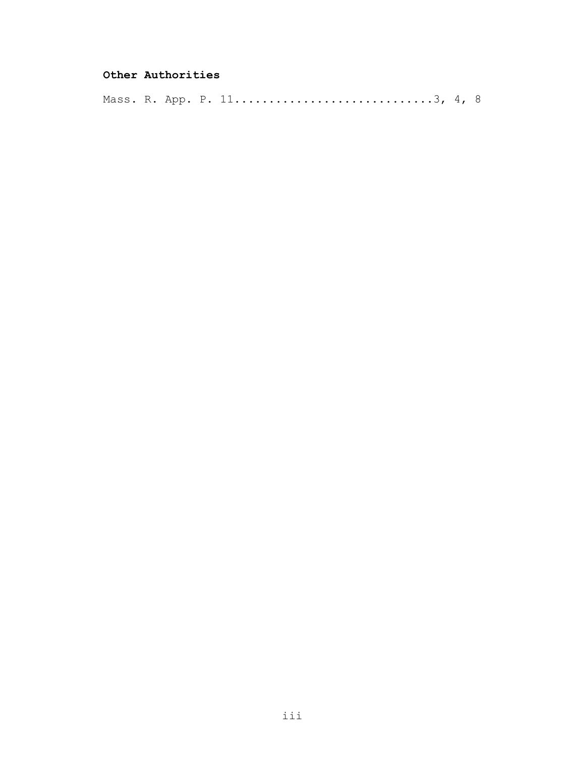**Other Authorities**

Mass. R. App. P. 11.............................3, 4, 8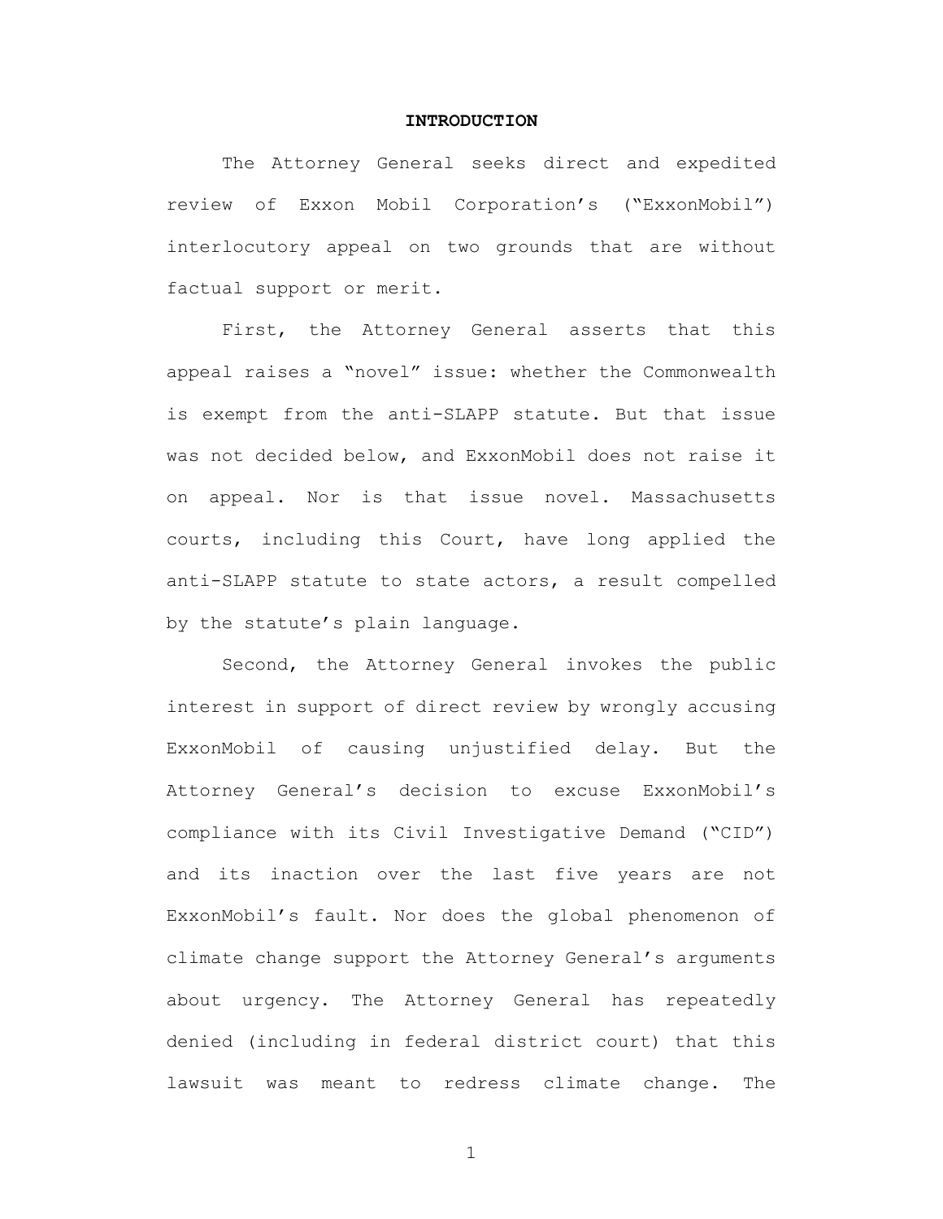## INTRODUCTION

The Attorney General seeks direct and expedited review of Exxon Mobil Corporation's ("ExxonMobil") interlocutory appeal on two grounds that are without factual support or merit.

First, the Attorney General asserts that this appeal raises a "novel" issue: whether the Commonwealth is exempt from the anti-SLAPP statute. But that issue was not decided below, and ExxonMobil does not raise it on appeal. Nor is that issue novel. Massachusetts courts, including this Court, have long applied the anti-SLAPP statute to state actors, a result compelled by the statute's plain language.

Second, the Attorney General invokes the public interest in support of direct review by wrongly accusing ExxonMobil of causing unjustified delay. But the Attorney General's decision to excuse ExxonMobil's compliance with its Civil Investigative Demand ("CID") and its inaction over the last five years are not ExxonMobil's fault. Nor does the global phenomenon of climate change support the Attorney General's arguments about urgency. The Attorney General has repeatedly denied (including in federal district court) that this lawsuit was meant to redress climate change. The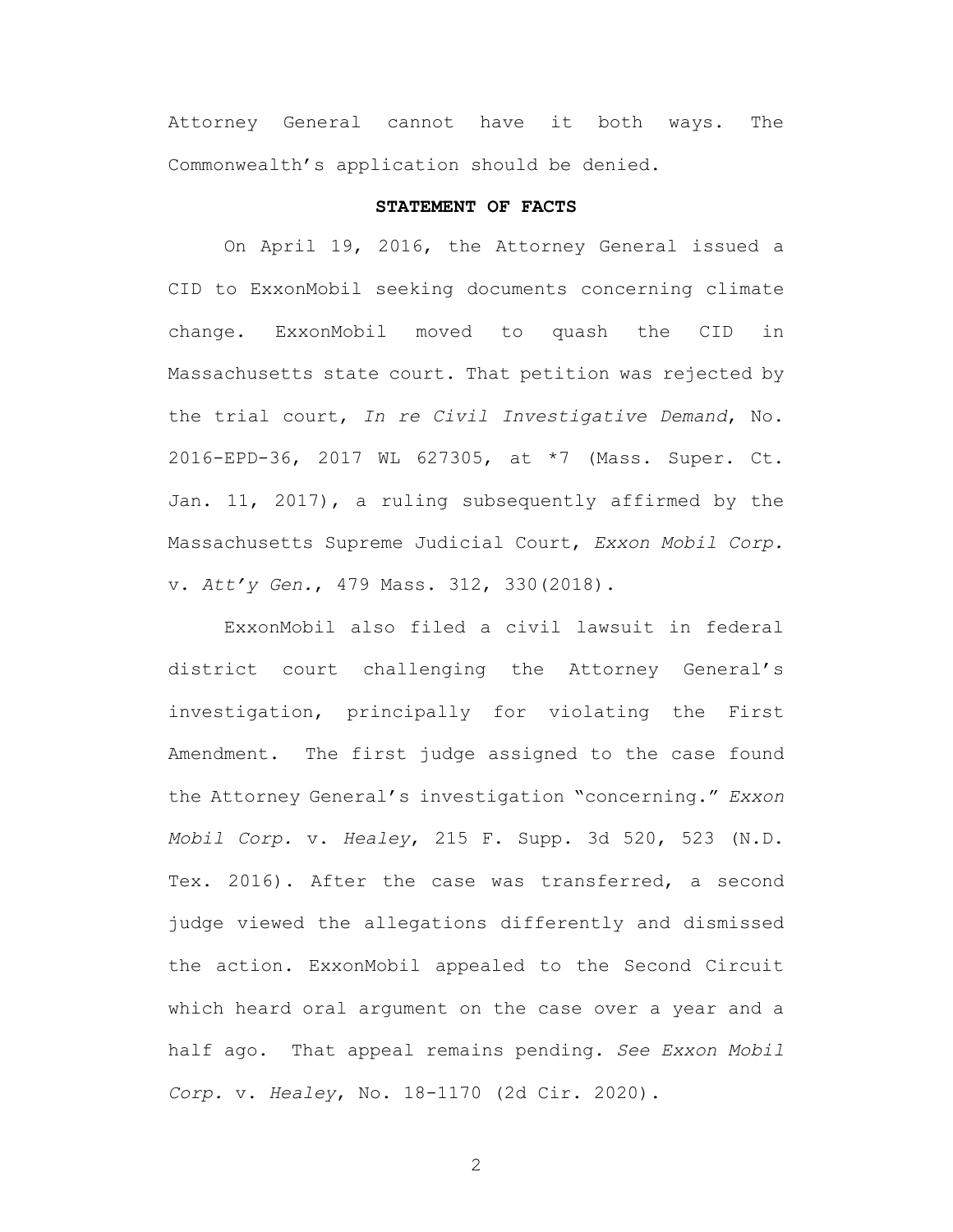Attorney General cannot have it both ways. The Commonwealth's application should be denied.

**STATEMENT OF FACTS**

On April 19, 2016, the Attorney General issued a CID to ExxonMobil seeking documents concerning climate change. ExxonMobil moved to quash the CID in Massachusetts state court. That petition was rejected by the trial court, *In re Civil Investigative Demand*, No. 2016-EPD-36, 2017 WL 627305, at *7 (Mass. Super. Ct. Jan. 11, 2017), a ruling subsequently affirmed by the Massachusetts Supreme Judicial Court, *Exxon Mobil Corp.* v. *Att'y Gen.*, 479 Mass. 312, 330(2018).

ExxonMobil also filed a civil lawsuit in federal district court challenging the Attorney General's investigation, principally for violating the First Amendment. The first judge assigned to the case found the Attorney General's investigation "concerning." *Exxon Mobil Corp.* v. *Healey*, 215 F. Supp. 3d 520, 523 (N.D. Tex. 2016). After the case was transferred, a second judge viewed the allegations differently and dismissed the action. ExxonMobil appealed to the Second Circuit which heard oral argument on the case over a year and a half ago. That appeal remains pending. *See Exxon Mobil Corp.* v. *Healey*, No. 18-1170 (2d Cir. 2020).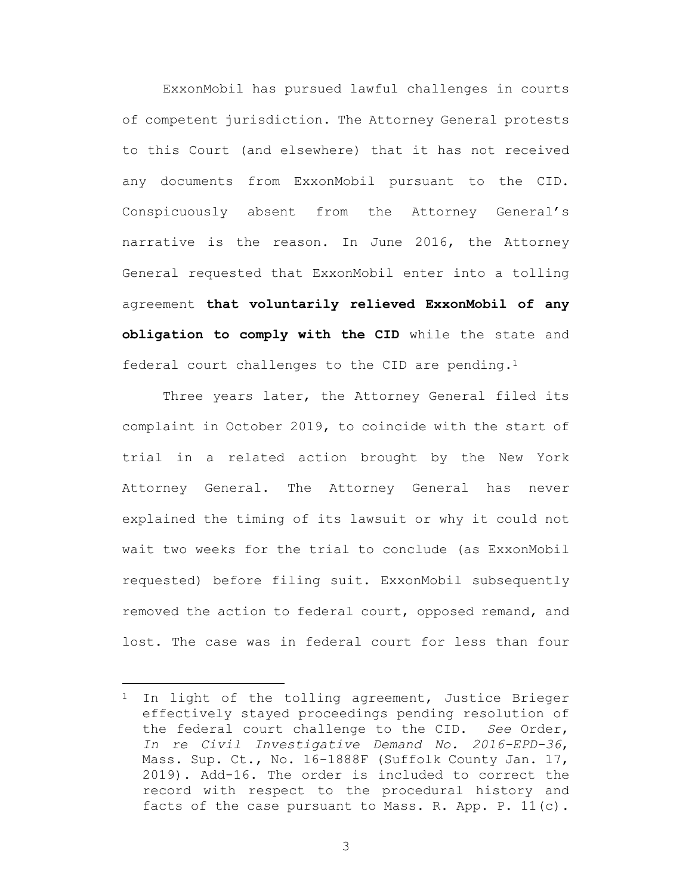ExxonMobil has pursued lawful challenges in courts of competent jurisdiction. The Attorney General protests to this Court (and elsewhere) that it has not received any documents from ExxonMobil pursuant to the CID. Conspicuously absent from the Attorney General's narrative is the reason. In June 2016, the Attorney General requested that ExxonMobil enter into a tolling agreement **that voluntarily relieved ExxonMobil of any obligation to comply with the CID** while the state and federal court challenges to the CID are pending.[1]

Three years later, the Attorney General filed its complaint in October 2019, to coincide with the start of trial in a related action brought by the New York Attorney General. The Attorney General has never explained the timing of its lawsuit or why it could not wait two weeks for the trial to conclude (as ExxonMobil requested) before filing suit. ExxonMobil subsequently removed the action to federal court, opposed remand, and lost. The case was in federal court for less than four

---

[1] In light of the tolling agreement, Justice Brieger effectively stayed proceedings pending resolution of the federal court challenge to the CID. *See* Order, *In re Civil Investigative Demand No. 2016-EPD-36*, Mass. Sup. Ct., No. 16-1888F (Suffolk County Jan. 17, 2019). Add-16. The order is included to correct the record with respect to the procedural history and facts of the case pursuant to Mass. R. App. P. 11(c).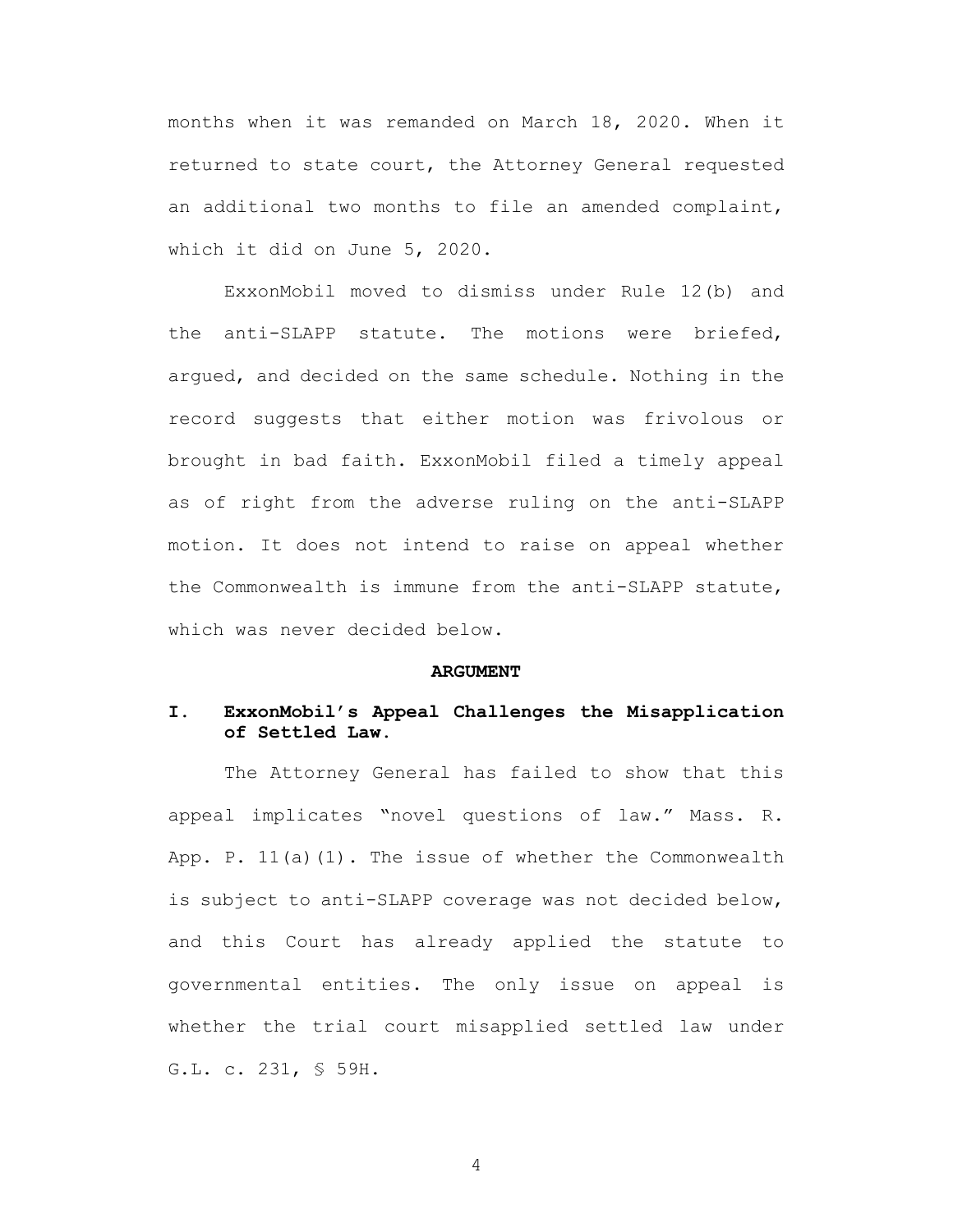months when it was remanded on March 18, 2020. When it returned to state court, the Attorney General requested an additional two months to file an amended complaint, which it did on June 5, 2020.

ExxonMobil moved to dismiss under Rule 12(b) and the anti-SLAPP statute. The motions were briefed, argued, and decided on the same schedule. Nothing in the record suggests that either motion was frivolous or brought in bad faith. ExxonMobil filed a timely appeal as of right from the adverse ruling on the anti-SLAPP motion. It does not intend to raise on appeal whether the Commonwealth is immune from the anti-SLAPP statute, which was never decided below.

## ARGUMENT

### I. ExxonMobil's Appeal Challenges the Misapplication of Settled Law.

The Attorney General has failed to show that this appeal implicates "novel questions of law." Mass. R. App. P. 11(a)(1). The issue of whether the Commonwealth is subject to anti-SLAPP coverage was not decided below, and this Court has already applied the statute to governmental entities. The only issue on appeal is whether the trial court misapplied settled law under G.L. c. 231, § 59H.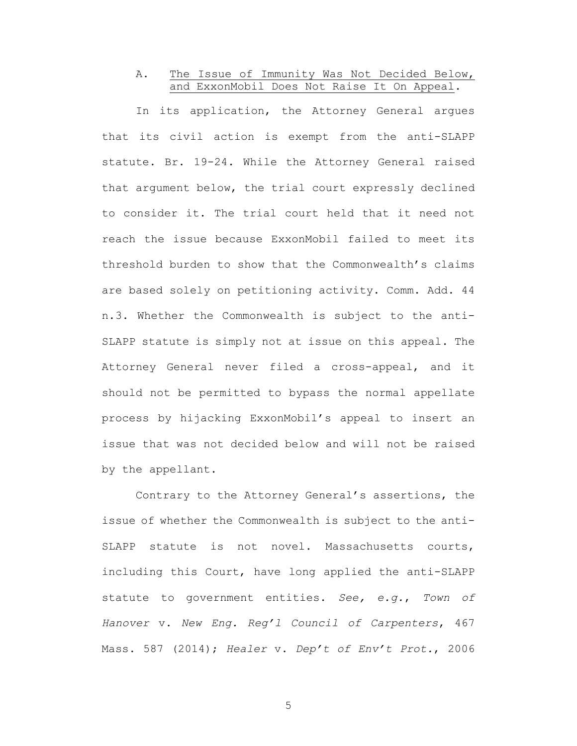### A. <u>The Issue of Immunity Was Not Decided Below, and ExxonMobil Does Not Raise It On Appeal</u>.

In its application, the Attorney General argues that its civil action is exempt from the anti-SLAPP statute. Br. 19-24. While the Attorney General raised that argument below, the trial court expressly declined to consider it. The trial court held that it need not reach the issue because ExxonMobil failed to meet its threshold burden to show that the Commonwealth's claims are based solely on petitioning activity. Comm. Add. 44 n.3. Whether the Commonwealth is subject to the anti-SLAPP statute is simply not at issue on this appeal. The Attorney General never filed a cross-appeal, and it should not be permitted to bypass the normal appellate process by hijacking ExxonMobil's appeal to insert an issue that was not decided below and will not be raised by the appellant.

Contrary to the Attorney General's assertions, the issue of whether the Commonwealth is subject to the anti-SLAPP statute is not novel. Massachusetts courts, including this Court, have long applied the anti-SLAPP statute to government entities. *See, e.g.*, *Town of Hanover* v. *New Eng. Reg'l Council of Carpenters*, 467 Mass. 587 (2014); *Healer* v. *Dep't of Env't Prot.*, 2006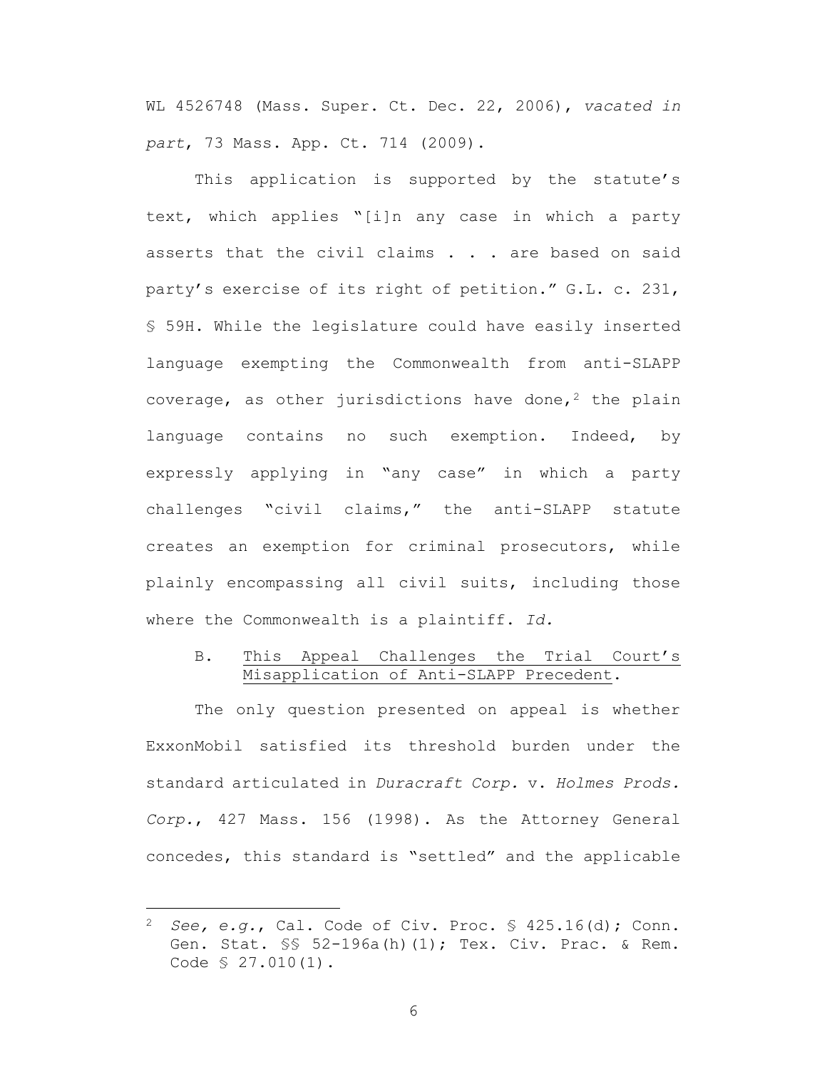WL 4526748 (Mass. Super. Ct. Dec. 22, 2006), *vacated in part*, 73 Mass. App. Ct. 714 (2009).

This application is supported by the statute's text, which applies "[i]n any case in which a party asserts that the civil claims . . . are based on said party's exercise of its right of petition." G.L. c. 231, § 59H. While the legislature could have easily inserted language exempting the Commonwealth from anti-SLAPP coverage, as other jurisdictions have done,[2] the plain language contains no such exemption. Indeed, by expressly applying in "any case" in which a party challenges "civil claims," the anti-SLAPP statute creates an exemption for criminal prosecutors, while plainly encompassing all civil suits, including those where the Commonwealth is a plaintiff. *Id.*

B. <u>This Appeal Challenges the Trial Court's Misapplication of Anti-SLAPP Precedent</u>.

The only question presented on appeal is whether ExxonMobil satisfied its threshold burden under the standard articulated in *Duracraft Corp.* v. *Holmes Prods. Corp.*, 427 Mass. 156 (1998). As the Attorney General concedes, this standard is "settled" and the applicable

---

[2] *See, e.g.*, Cal. Code of Civ. Proc. § 425.16(d); Conn. Gen. Stat. §§ 52-196a(h)(1); Tex. Civ. Prac. & Rem. Code § 27.010(1).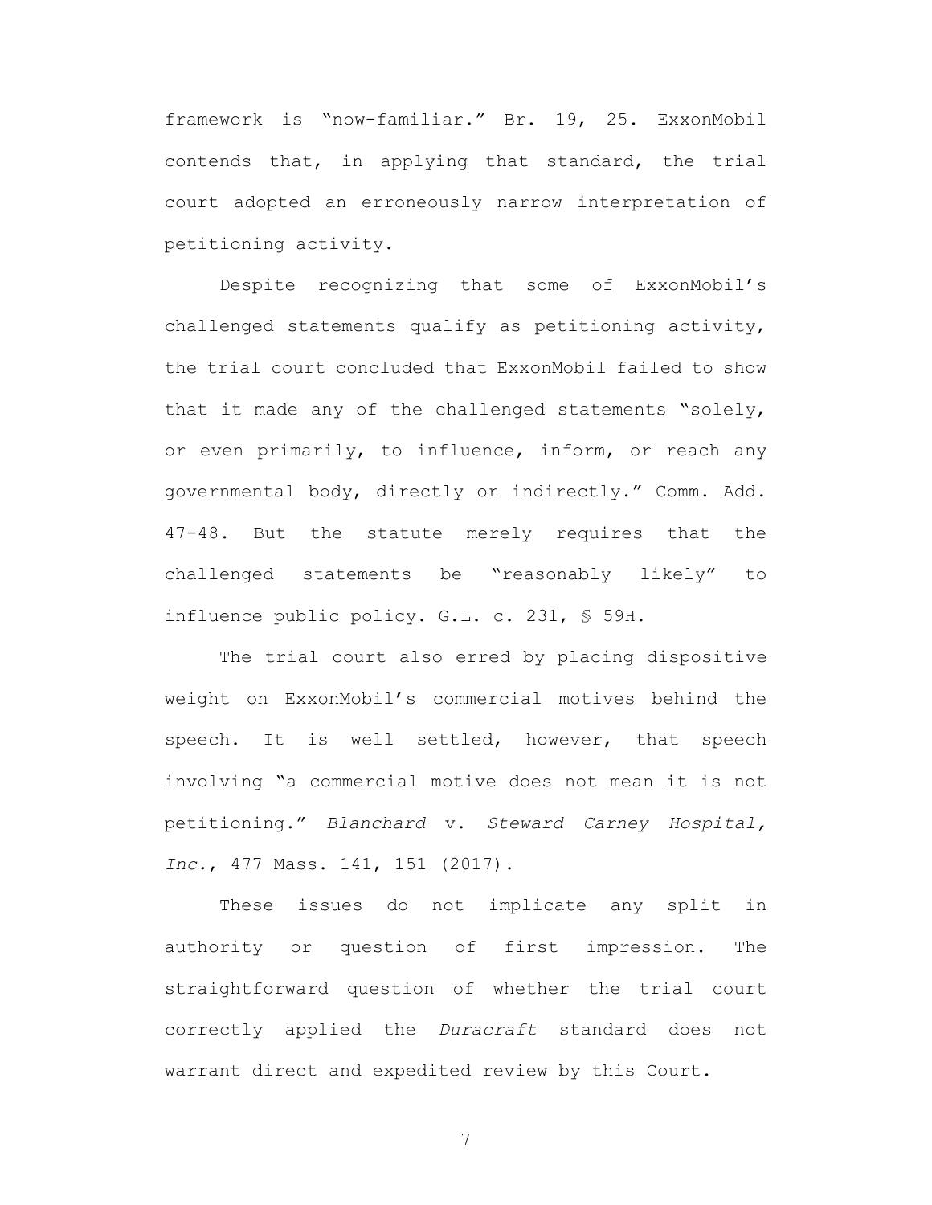framework is "now-familiar." Br. 19, 25. ExxonMobil contends that, in applying that standard, the trial court adopted an erroneously narrow interpretation of petitioning activity.

Despite recognizing that some of ExxonMobil's challenged statements qualify as petitioning activity, the trial court concluded that ExxonMobil failed to show that it made any of the challenged statements "solely, or even primarily, to influence, inform, or reach any governmental body, directly or indirectly." Comm. Add. 47-48. But the statute merely requires that the challenged statements be "reasonably likely" to influence public policy. G.L. c. 231, § 59H.

The trial court also erred by placing dispositive weight on ExxonMobil's commercial motives behind the speech. It is well settled, however, that speech involving "a commercial motive does not mean it is not petitioning." *Blanchard* v. *Steward Carney Hospital, Inc.*, 477 Mass. 141, 151 (2017).

These issues do not implicate any split in authority or question of first impression. The straightforward question of whether the trial court correctly applied the *Duracraft* standard does not warrant direct and expedited review by this Court.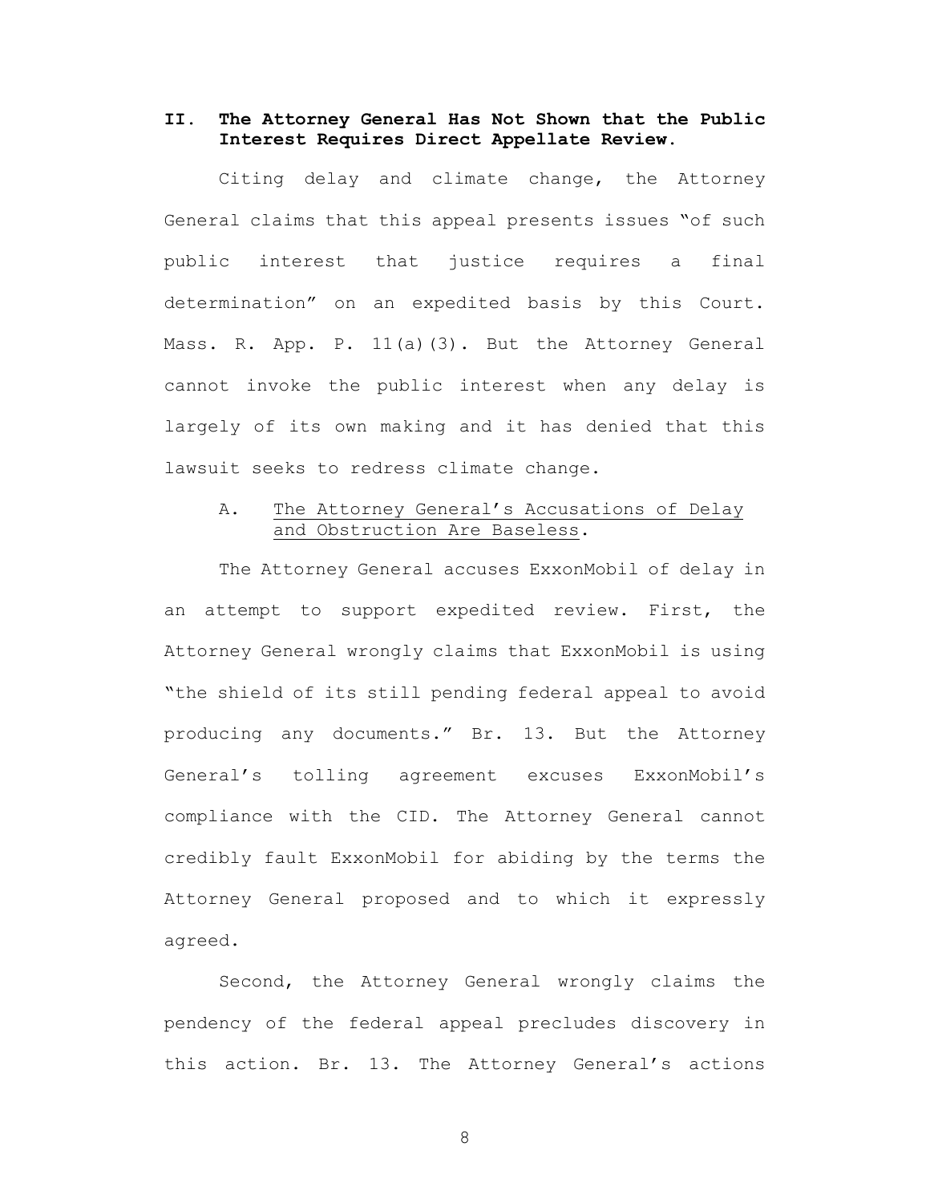## II. The Attorney General Has Not Shown that the Public Interest Requires Direct Appellate Review.

Citing delay and climate change, the Attorney General claims that this appeal presents issues "of such public interest that justice requires a final determination" on an expedited basis by this Court. Mass. R. App. P. 11(a)(3). But the Attorney General cannot invoke the public interest when any delay is largely of its own making and it has denied that this lawsuit seeks to redress climate change.

### A. The Attorney General's Accusations of Delay and Obstruction Are Baseless.

The Attorney General accuses ExxonMobil of delay in an attempt to support expedited review. First, the Attorney General wrongly claims that ExxonMobil is using "the shield of its still pending federal appeal to avoid producing any documents." Br. 13. But the Attorney General's tolling agreement excuses ExxonMobil's compliance with the CID. The Attorney General cannot credibly fault ExxonMobil for abiding by the terms the Attorney General proposed and to which it expressly agreed.

Second, the Attorney General wrongly claims the pendency of the federal appeal precludes discovery in this action. Br. 13. The Attorney General's actions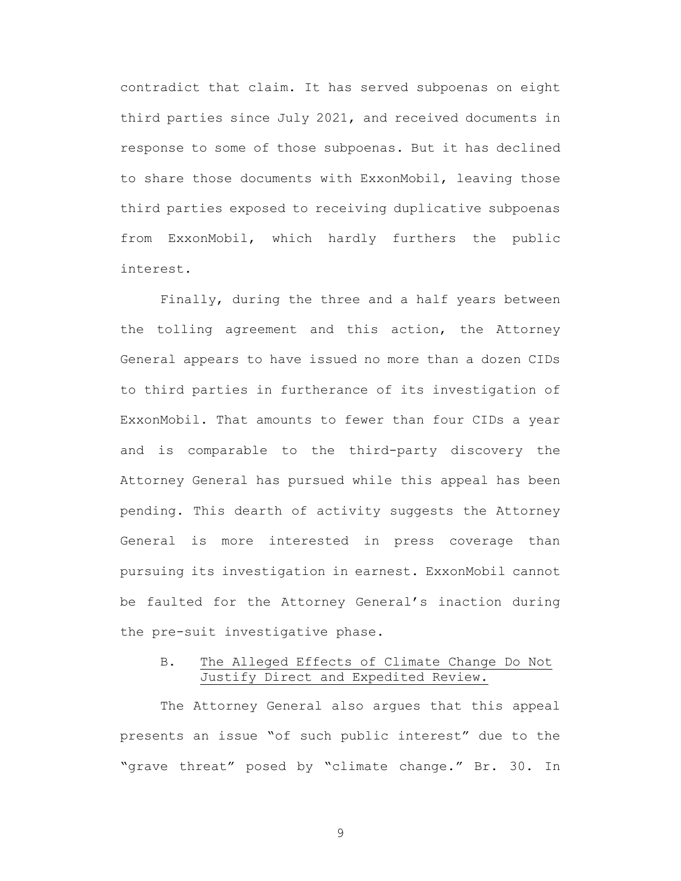contradict that claim. It has served subpoenas on eight third parties since July 2021, and received documents in response to some of those subpoenas. But it has declined to share those documents with ExxonMobil, leaving those third parties exposed to receiving duplicative subpoenas from ExxonMobil, which hardly furthers the public interest.

Finally, during the three and a half years between the tolling agreement and this action, the Attorney General appears to have issued no more than a dozen CIDs to third parties in furtherance of its investigation of ExxonMobil. That amounts to fewer than four CIDs a year and is comparable to the third-party discovery the Attorney General has pursued while this appeal has been pending. This dearth of activity suggests the Attorney General is more interested in press coverage than pursuing its investigation in earnest. ExxonMobil cannot be faulted for the Attorney General's inaction during the pre-suit investigative phase.

### B. The Alleged Effects of Climate Change Do Not Justify Direct and Expedited Review.

The Attorney General also argues that this appeal presents an issue "of such public interest" due to the "grave threat" posed by "climate change." Br. 30. In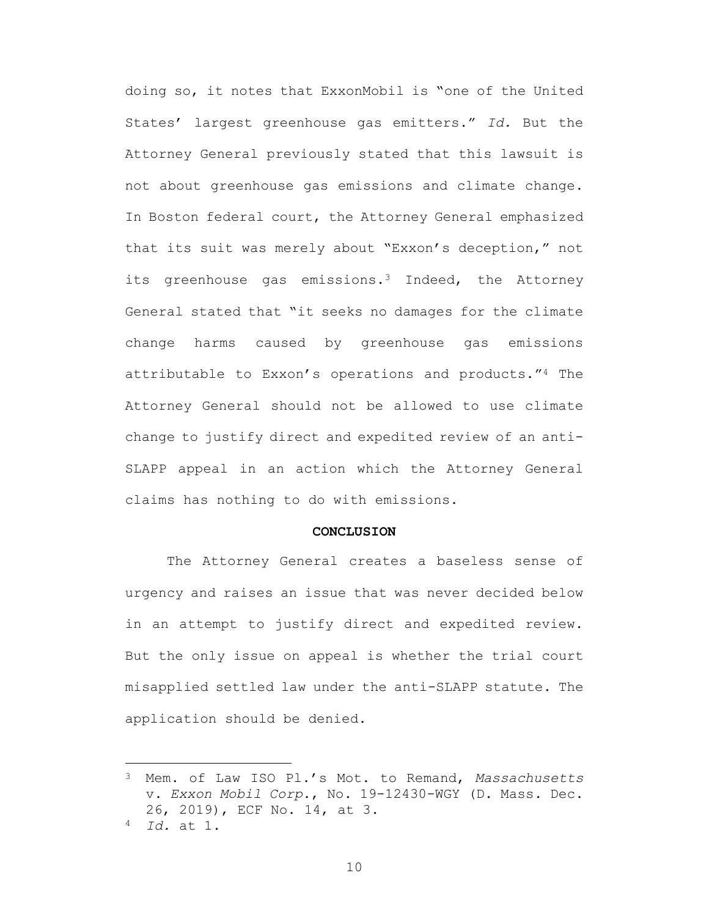doing so, it notes that ExxonMobil is "one of the United States' largest greenhouse gas emitters." *Id.* But the Attorney General previously stated that this lawsuit is not about greenhouse gas emissions and climate change. In Boston federal court, the Attorney General emphasized that its suit was merely about "Exxon's deception," not its greenhouse gas emissions.[3] Indeed, the Attorney General stated that "it seeks no damages for the climate change harms caused by greenhouse gas emissions attributable to Exxon's operations and products."[4] The Attorney General should not be allowed to use climate change to justify direct and expedited review of an anti-SLAPP appeal in an action which the Attorney General claims has nothing to do with emissions.

## CONCLUSION

The Attorney General creates a baseless sense of urgency and raises an issue that was never decided below in an attempt to justify direct and expedited review. But the only issue on appeal is whether the trial court misapplied settled law under the anti-SLAPP statute. The application should be denied.

---

[3] Mem. of Law ISO Pl.'s Mot. to Remand, *Massachusetts* v. *Exxon Mobil Corp.*, No. 19-12430-WGY (D. Mass. Dec. 26, 2019), ECF No. 14, at 3.

[4] *Id.* at 1.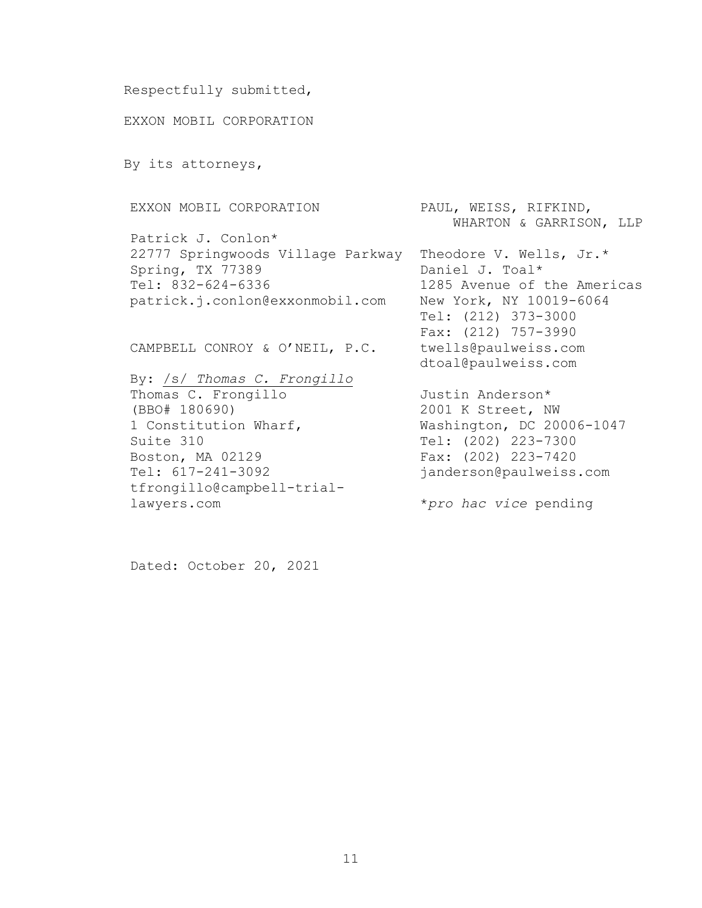Respectfully submitted,

EXXON MOBIL CORPORATION

By its attorneys,

EXXON MOBIL CORPORATION

Patrick J. Conlon*
22777 Springwoods Village Parkway
Spring, TX 77389
Tel: 832-624-6336
patrick.j.conlon@exxonmobil.com

CAMPBELL CONROY & O'NEIL, P.C.

By: /s/ *Thomas C. Frongillo*
Thomas C. Frongillo
(BBO# 180690)
1 Constitution Wharf,
Suite 310
Boston, MA 02129
Tel: 617-241-3092
tfrongillo@campbell-trial-lawyers.com

PAUL, WEISS, RIFKIND, WHARTON & GARRISON, LLP

Theodore V. Wells, Jr.*
Daniel J. Toal*
1285 Avenue of the Americas
New York, NY 10019-6064
Tel: (212) 373-3000
Fax: (212) 757-3990
twells@paulweiss.com
dtoal@paulweiss.com

Justin Anderson*
2001 K Street, NW
Washington, DC 20006-1047
Tel: (202) 223-7300
Fax: (202) 223-7420
janderson@paulweiss.com

\**pro hac vice* pending

Dated: October 20, 2021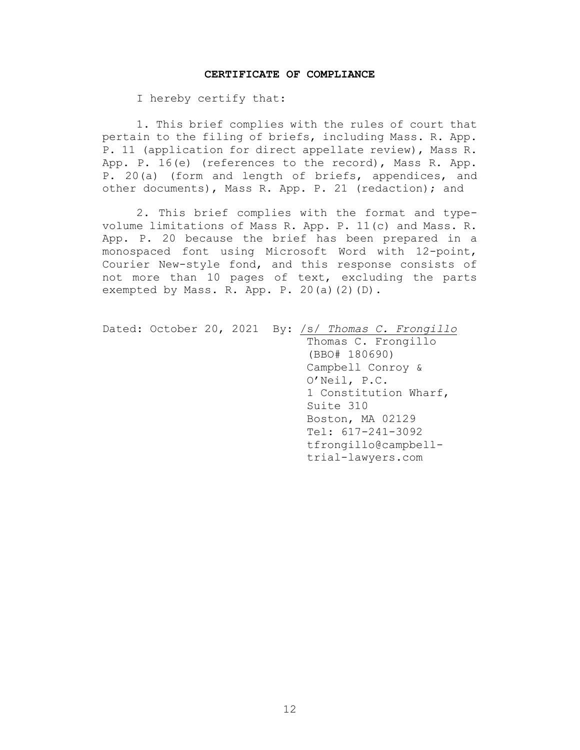**CERTIFICATE OF COMPLIANCE**

I hereby certify that:

1. This brief complies with the rules of court that pertain to the filing of briefs, including Mass. R. App. P. 11 (application for direct appellate review), Mass R. App. P. 16(e) (references to the record), Mass R. App. P. 20(a) (form and length of briefs, appendices, and other documents), Mass R. App. P. 21 (redaction); and

2. This brief complies with the format and type-volume limitations of Mass R. App. P. 11(c) and Mass. R. App. P. 20 because the brief has been prepared in a monospaced font using Microsoft Word with 12-point, Courier New-style fond, and this response consists of not more than 10 pages of text, excluding the parts exempted by Mass. R. App. P. 20(a)(2)(D).

Dated: October 20, 2021 By: /s/ *Thomas C. Frongillo*

Thomas C. Frongillo
(BBO# 180690)
Campbell Conroy &
O'Neil, P.C.
1 Constitution Wharf,
Suite 310
Boston, MA 02129
Tel: 617-241-3092
tfrongillo@campbell-trial-lawyers.com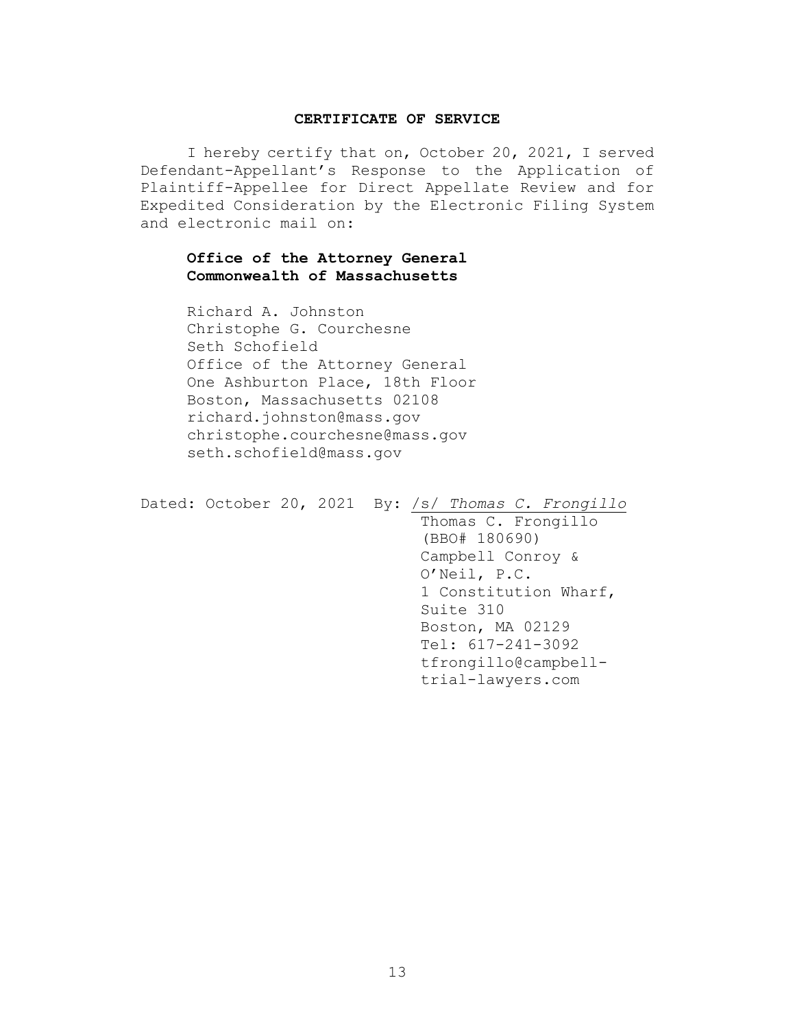## CERTIFICATE OF SERVICE

I hereby certify that on, October 20, 2021, I served Defendant-Appellant's Response to the Application of Plaintiff-Appellee for Direct Appellate Review and for Expedited Consideration by the Electronic Filing System and electronic mail on:

**Office of the Attorney General**
**Commonwealth of Massachusetts**

Richard A. Johnston
Christophe G. Courchesne
Seth Schofield
Office of the Attorney General
One Ashburton Place, 18th Floor
Boston, Massachusetts 02108
richard.johnston@mass.gov
christophe.courchesne@mass.gov
seth.schofield@mass.gov

Dated: October 20, 2021

By: /s/ *Thomas C. Frongillo*
Thomas C. Frongillo
(BBO# 180690)
Campbell Conroy & O'Neil, P.C.
1 Constitution Wharf, Suite 310
Boston, MA 02129
Tel: 617-241-3092
tfrongillo@campbell-trial-lawyers.com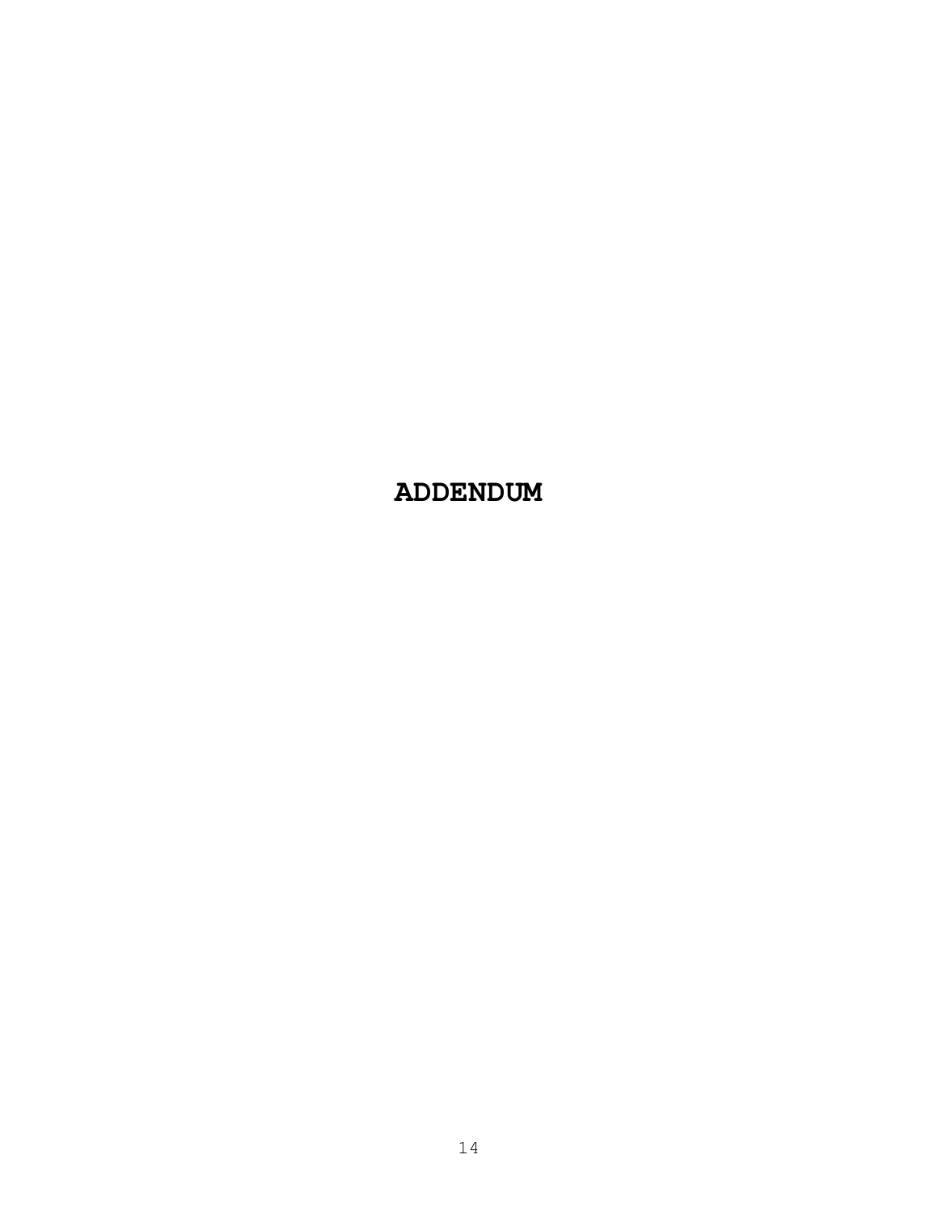# ADDENDUM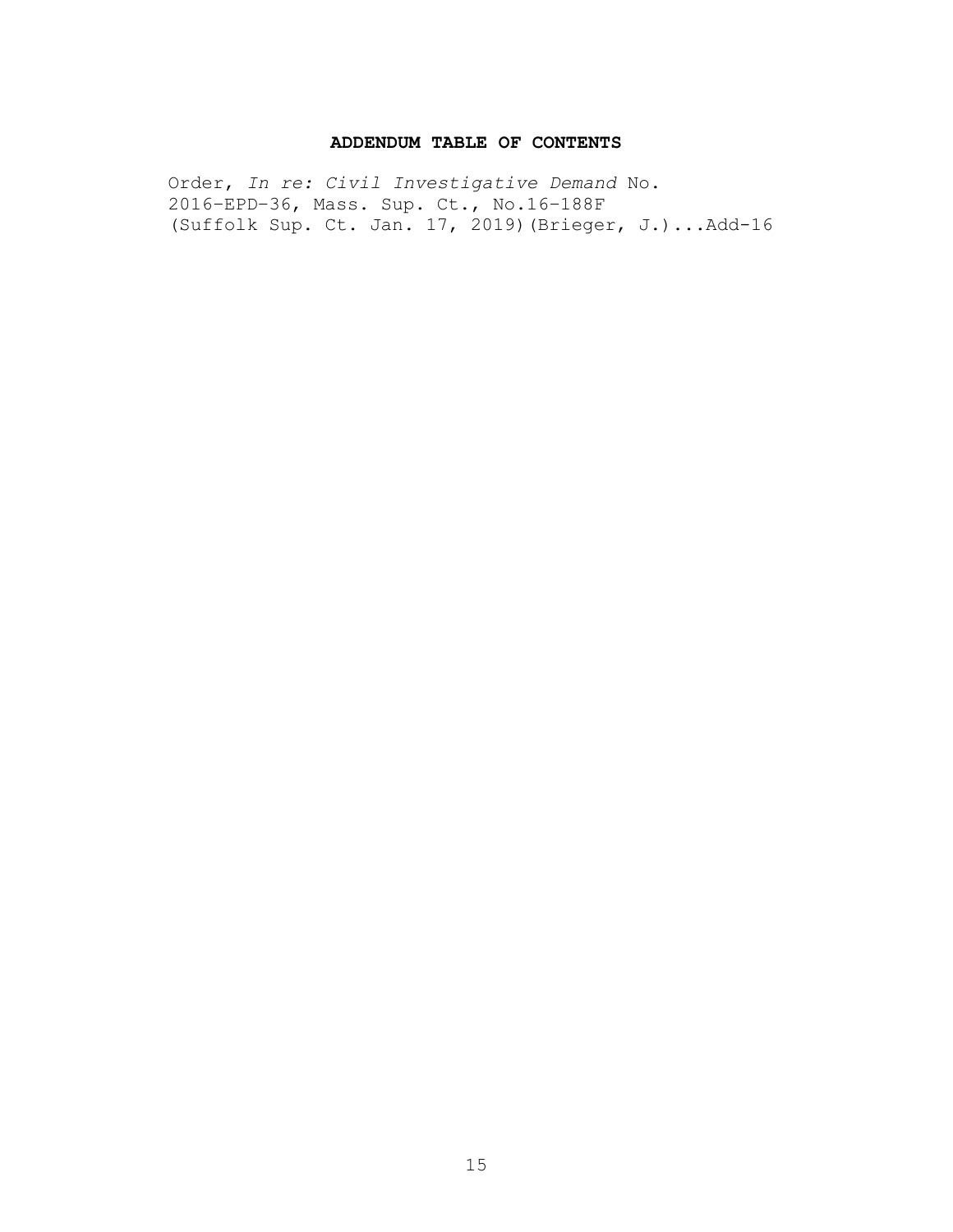**ADDENDUM TABLE OF CONTENTS**

Order, *In re: Civil Investigative Demand* No. 2016-EPD-36, Mass. Sup. Ct., No.16-188F (Suffolk Sup. Ct. Jan. 17, 2019)(Brieger, J.)...Add-16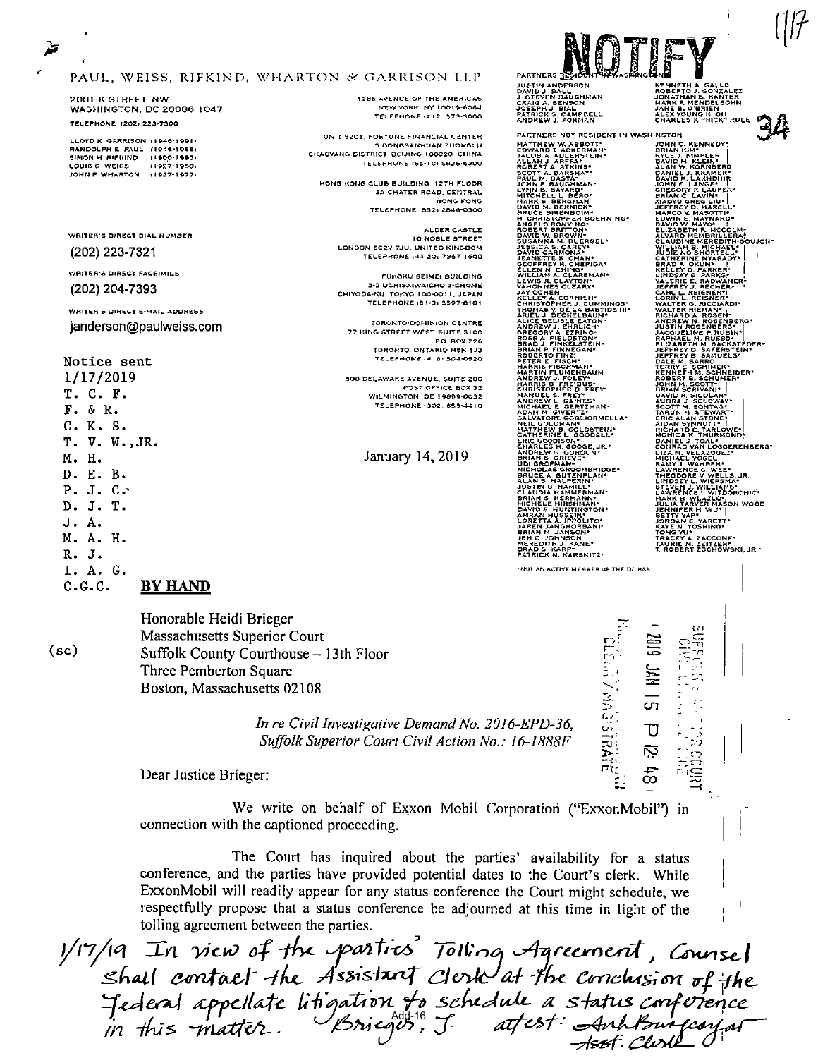NOTIFY

PAUL, WEISS, RIFKIND, WHARTON & GARRISON LLP

2001 K STREET, NW
WASHINGTON, DC 20006-1047
TELEPHONE (202) 223-7300

LLOYD K. GARRISON (1946-1991)
RANDOLPH E. PAUL (1946-1956)
SIMON H. RIFKIND (1950-1995)
LOUIS S. WEISS (1927-1950)
JOHN F. WHARTON (1927-1977)

1285 AVENUE OF THE AMERICAS
NEW YORK, NY 10019-6064
TELEPHONE (212) 373-3000

UNIT 5201, FORTUNE FINANCIAL CENTER
5 DONGSANHUAN ZHONGLU
CHAOYANG DISTRICT, BEIJING 100020 CHINA
TELEPHONE (86-10) 5828-6300

HONG KONG CLUB BUILDING, 12TH FLOOR
3A CHATER ROAD, CENTRAL
HONG KONG
TELEPHONE (852) 2846-0300

ALDER CASTLE
10 NOBLE STREET
LONDON EC2V 7JU, UNITED KINGDOM
TELEPHONE (44 20) 7367 1600

FUKOKU SEIMEI BUILDING
2-2 UCHISAIWAICHO 2-CHOME
CHIYODA-KU, TOKYO 100-0011, JAPAN
TELEPHONE (81-3) 3597-8101

TORONTO-DOMINION CENTRE
77 KING STREET WEST, SUITE 3100
P.O. BOX 226
TORONTO, ONTARIO M5K 1J3
TELEPHONE (416) 504-0520

500 DELAWARE AVENUE, SUITE 200
POST OFFICE BOX 32
WILMINGTON, DE 19899-0032
TELEPHONE (302) 655-4410

WRITER'S DIRECT DIAL NUMBER
(202) 223-7321

WRITER'S DIRECT FACSIMILE
(202) 204-7393

WRITER'S DIRECT E-MAIL ADDRESS
janderson@paulweiss.com

PARTNERS RESIDENT IN WASHINGTON

JUSTIN ANDERSON
DAVID J. BALL
J. STEVEN BAUGHMAN
CRAIG A. BENSON
JOSEPH J. BIAL
PATRICK S. CAMPBELL
ANDREW J. FORMAN
KENNETH A. GALLO
ROBERTO J. GONZALEZ
JONATHAN S. KANTER
MARK F. MENDELSOHN
JANE B. O'BRIEN
ALEX YOUNG K. OH
CHARLES F. "RICK" RULE

PARTNERS NOT RESIDENT IN WASHINGTON

MATTHEW W. ABBOTT\*
EDWARD T. ACKERMAN\*
JACOB A. ADLERSTEIN\*
ALLAN J. ARFFA\*
ROBERT A. ATKINS\*
SCOTT A. BARSHAY\*
PAUL M. BASTA\*
JOHN F. BAUGHMAN\*
LYNN B. BAYARD\*
MITCHELL L. BERG\*
MARK S. BERGMAN\*
DAVID M. BERNICK\*
BRUCE BIRENBOIM\*
H. CHRISTOPHER BOEHNING\*
ANGELO BONVINO\*
ROBERT BRITTON\*
DAVID W. BROWN\*
SUSANNA M. BUERGEL\*
JESSICA S. CAREY\*
DAVID CARMONA\*
JEANETTE K. CHAN\*
GEOFFREY R. CHEPIGA\*
ELLEN N. CHING\*
WILLIAM A. CLAREMAN\*
LEWIS R. CLAYTON\*
YAHONNES CLEARY\*
JAY COHEN
KELLEY A. CORNISH\*
CHRISTOPHER J. CUMMINGS\*
THOMAS V. DE LA BASTIDE III\*
ARIEL J. DECKELBAUM\*
ALICE BELISLE EATON\*
ANDREW J. EHRLICH\*
GREGORY A. EZRING\*
ROSS A. FIELDSTON\*
BRAD J. FINKELSTEIN\*
BRIAN P. FINNEGAN\*
ROBERTO FINZI
PETER E. FISCH\*
HARRIS FISCHMAN\*
MARTIN FLUMENBAUM
ANDREW J. FOLEY\*
HARRIS B. FREIDUS\*
CHRISTOPHER D. FREY\*
MANUEL S. FREY\*
ANDREW L. GAINES\*
MICHAEL E. GERTZMAN\*
ADAM M. GIVERTZ\*
SALVATORE GOGLIORMELLA\*
NEIL GOLDMAN\*
MATTHEW B. GOLDSTEIN\*
CATHERINE L. GOODALL\*
ERIC GOODISON\*
CHARLES H. GOOGE, JR.\*
ANDREW G. GORDON\*
BRIAN S. GRIEVE\*
UDI GROFMAN\*
NICHOLAS GROOMBRIDGE\*
BRUCE A. GUTENPLAN\*
ALAN S. HALPERIN\*
JUSTIN G. HAMILL\*
CLAUDIA HAMMERMAN\*
BRIAN S. HERMANN\*
MICHELE HIRSHMAN\*
DAVID S. HUNTINGTON\*
AMRAN HUSSEIN\*
LORETTA A. IPPOLITO\*
JAREN JANGHORBANI\*
BRIAN M. JANSON\*
JEH C. JOHNSON
MEREDITH J. KANE\*
BRAD S. KARP\*
PATRICK N. KARSNITZ\*
JOHN C. KENNEDY\*
BRIAN KIM\*
KYLE J. KIMPLER
DAVID M. KLEIN\*
ALAN W. KORNBERG
DANIEL J. KRAMER\*
DAVID K. LAKHDHIR
JOHN E. LANGE\*
GREGORY F. LAUFER\*
BRIAN C. LAVIN\*
XIAOYU GREG LIU\*
JEFFREY D. MARELL\*
MARCO V. MASOTTI\*
EDWIN S. MAYNARD\*
DAVID W. MAYO\*
ELIZABETH R. MCCOLM\*
ALVARO MEMBRILLERA\*
CLAUDINE MEREDITH-GOUJON\*
WILLIAM B. MICHAEL\*
JUDIE NG SHORTELL\*
CATHERINE NYARADY\*
BRAD R. OKUN\*
KELLEY D. PARKER\*
LINDSAY B. PARKS\*
VALERIE E. RADWANER\*
JEFFREY J. RECHER\*
CARL L. REISNER\*
LORIN L. REISNER\*
WALTER G. RICCIARDI\*
WALTER RIEMAN\*
RICHARD A. ROSEN\*
ANDREW N. ROSENBERG\*
JUSTIN ROSENBERG\*
JACQUELINE P. RUBIN\*
RAPHAEL M. RUSSO\*
ELIZABETH M. SACKSTEDER\*
JEFFREY D. SAFERSTEIN\*
JEFFREY B. SAMUELS\*
DALE M. SARRO
TERRY E. SCHIMEK\*
KENNETH M. SCHNEIDER\*
ROBERT B. SCHUMER\*
JOHN M. SCOTT\*
BRIAN SCRIVANI\*
DAVID R. SICULAR\*
AUDRA J. SOLOWAY\*
SCOTT M. SONTAG\*
TARUN M. STEWART\*
ERIC ALAN STONE\*
AIDAN SYNNOTT\*
RICHARD C. TARLOWE\*
MONICA K. THURMOND\*
DANIEL J. TOAL\*
CONRAD VAN LOGGERENBERG\*
LIZA M. VELAZQUEZ\*
MICHAEL VOGEL
RAMY J. WAHBEH\*
LAWRENCE G. WEE\*
THEODORE V. WELLS, JR.
LINDSEY L. WIERSMA\*
STEVEN J. WILLIAMS\*
LAWRENCE I. WITDORCHIC\*
MARK B. WLAZLO\*
JULIA TARVER MASON WOOD
JENNIFER H. WU\*
BETTY YAP\*
JORDAN E. YARETT\*
KAYE N. YOSHINO\*
TONG YU\*
TRACEY A. ZACCONE\*
TAURIE M. ZEITZER\*
T. ROBERT ZOCHOWSKI, JR.\*

\*NOT AN ACTIVE MEMBER OF THE DC BAR

Notice sent
1/17/2019
T. C. F.
F. & R.
C. K. S.
T. V. W., JR.
M. H.
D. E. B.
P. J. C.
D. J. T.
J. A.
M. A. H.
R. J.
I. A. G.
C.G.C.

(sc)

January 14, 2019

SUFFOLK SUPERIOR COURT CIVIL CLERK'S OFFICE
2019 JAN 15 P 12:48
CLERK / MAGISTRATE

**BY HAND**

Honorable Heidi Brieger
Massachusetts Superior Court
Suffolk County Courthouse – 13th Floor
Three Pemberton Square
Boston, Massachusetts 02108

*In re Civil Investigative Demand No. 2016-EPD-36,*
*Suffolk Superior Court Civil Action No.: 16-1888F*

Dear Justice Brieger:

We write on behalf of Exxon Mobil Corporation ("ExxonMobil") in connection with the captioned proceeding.

The Court has inquired about the parties' availability for a status conference, and the parties have provided potential dates to the Court's clerk. While ExxonMobil will readily appear for any status conference the Court might schedule, we respectfully propose that a status conference be adjourned at this time in light of the tolling agreement between the parties.

1/17/19 In view of the parties' Tolling Agreement, Counsel shall contact the Assistant Clerk at the conclusion of the federal appellate litigation to schedule a status conference in this matter. Brieger, J. attest: [signature] Asst. Clerk

Add-16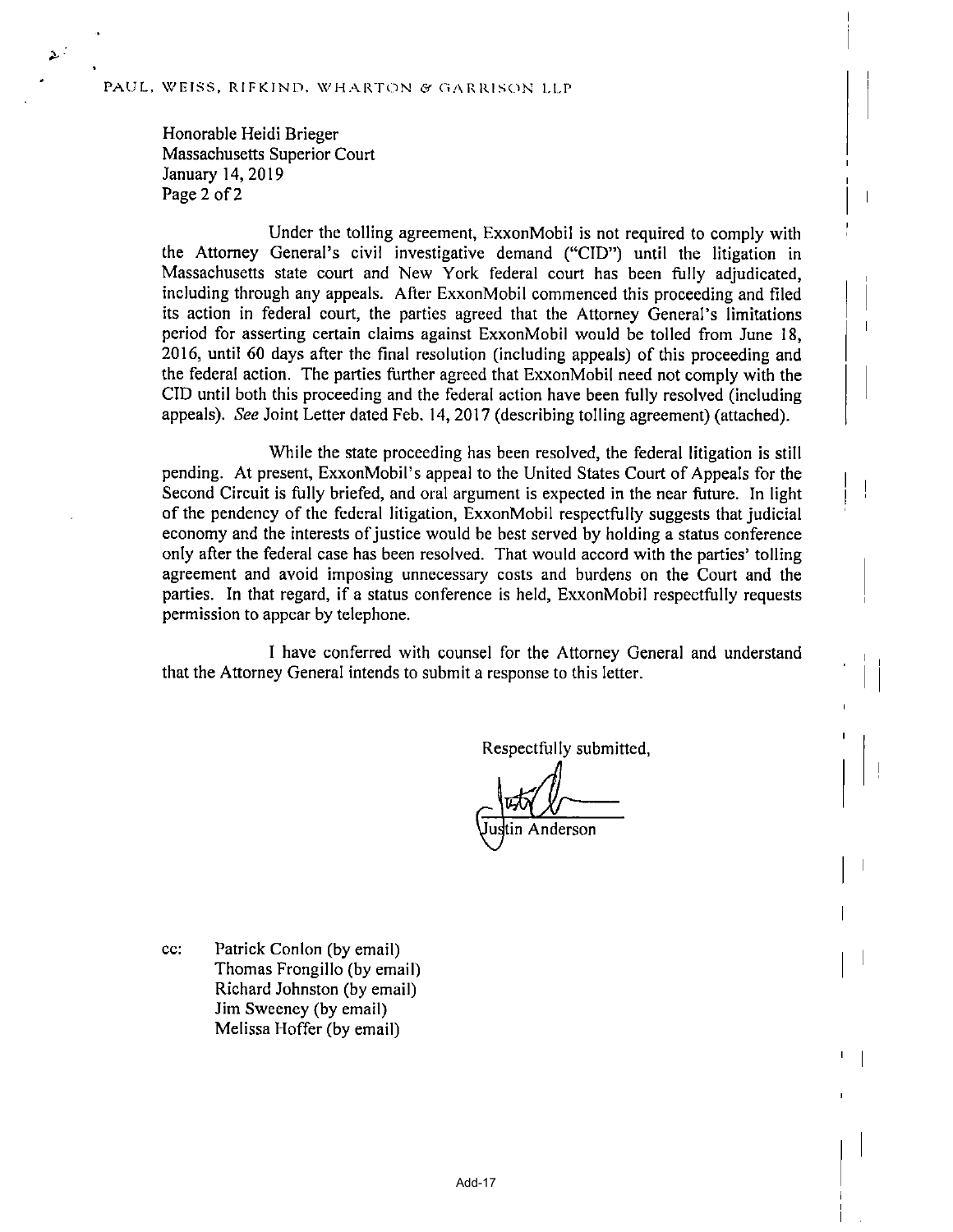Honorable Heidi Brieger
Massachusetts Superior Court
January 14, 2019
Page 2 of 2

Under the tolling agreement, ExxonMobil is not required to comply with the Attorney General's civil investigative demand ("CID") until the litigation in Massachusetts state court and New York federal court has been fully adjudicated, including through any appeals. After ExxonMobil commenced this proceeding and filed its action in federal court, the parties agreed that the Attorney General's limitations period for asserting certain claims against ExxonMobil would be tolled from June 18, 2016, until 60 days after the final resolution (including appeals) of this proceeding and the federal action. The parties further agreed that ExxonMobil need not comply with the CID until both this proceeding and the federal action have been fully resolved (including appeals). *See* Joint Letter dated Feb. 14, 2017 (describing tolling agreement) (attached).

While the state proceeding has been resolved, the federal litigation is still pending. At present, ExxonMobil's appeal to the United States Court of Appeals for the Second Circuit is fully briefed, and oral argument is expected in the near future. In light of the pendency of the federal litigation, ExxonMobil respectfully suggests that judicial economy and the interests of justice would be best served by holding a status conference only after the federal case has been resolved. That would accord with the parties' tolling agreement and avoid imposing unnecessary costs and burdens on the Court and the parties. In that regard, if a status conference is held, ExxonMobil respectfully requests permission to appear by telephone.

I have conferred with counsel for the Attorney General and understand that the Attorney General intends to submit a response to this letter.

Respectfully submitted,

Justin Anderson

cc: Patrick Conlon (by email)
Thomas Frongillo (by email)
Richard Johnston (by email)
Jim Sweeney (by email)
Melissa Hoffer (by email)